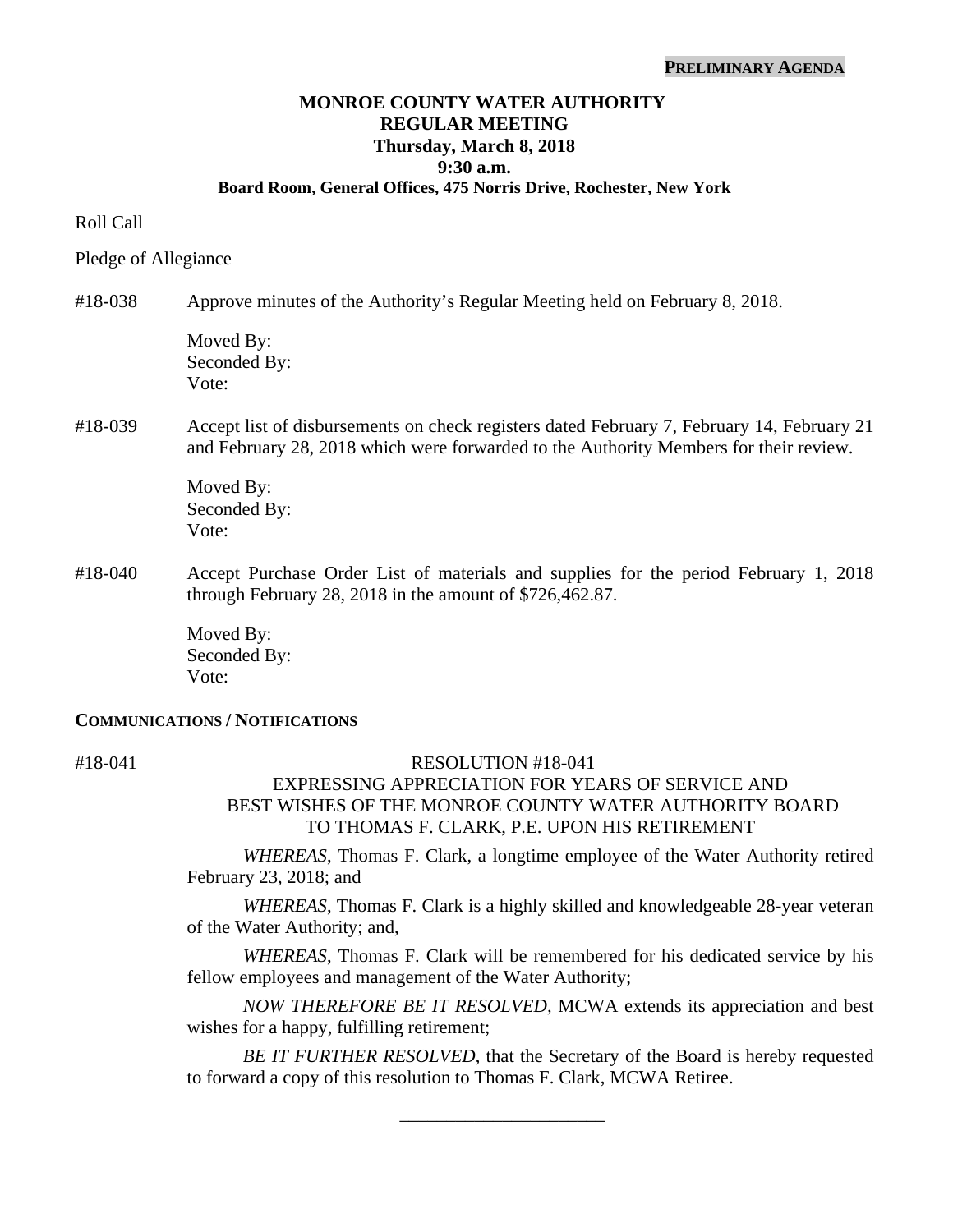**PRELIMINARY AGENDA**

# MONROE COUNTY WATER AUTHORITY
## REGULAR MEETING
### Thursday, March 8, 2018
### 9:30 a.m.
**Board Room, General Offices, 475 Norris Drive, Rochester, New York**

Roll Call

Pledge of Allegiance

#18-038 Approve minutes of the Authority's Regular Meeting held on February 8, 2018.

Moved By:
Seconded By:
Vote:

#18-039 Accept list of disbursements on check registers dated February 7, February 14, February 21 and February 28, 2018 which were forwarded to the Authority Members for their review.

Moved By:
Seconded By:
Vote:

#18-040 Accept Purchase Order List of materials and supplies for the period February 1, 2018 through February 28, 2018 in the amount of $726,462.87.

Moved By:
Seconded By:
Vote:

**COMMUNICATIONS / NOTIFICATIONS**

#18-041

RESOLUTION #18-041
EXPRESSING APPRECIATION FOR YEARS OF SERVICE AND
BEST WISHES OF THE MONROE COUNTY WATER AUTHORITY BOARD
TO THOMAS F. CLARK, P.E. UPON HIS RETIREMENT

*WHEREAS*, Thomas F. Clark, a longtime employee of the Water Authority retired February 23, 2018; and

*WHEREAS*, Thomas F. Clark is a highly skilled and knowledgeable 28-year veteran of the Water Authority; and,

*WHEREAS*, Thomas F. Clark will be remembered for his dedicated service by his fellow employees and management of the Water Authority;

*NOW THEREFORE BE IT RESOLVED*, MCWA extends its appreciation and best wishes for a happy, fulfilling retirement;

*BE IT FURTHER RESOLVED*, that the Secretary of the Board is hereby requested to forward a copy of this resolution to Thomas F. Clark, MCWA Retiree.

\_\_\_\_\_\_\_\_\_\_\_\_\_\_\_\_\_\_\_\_\_\_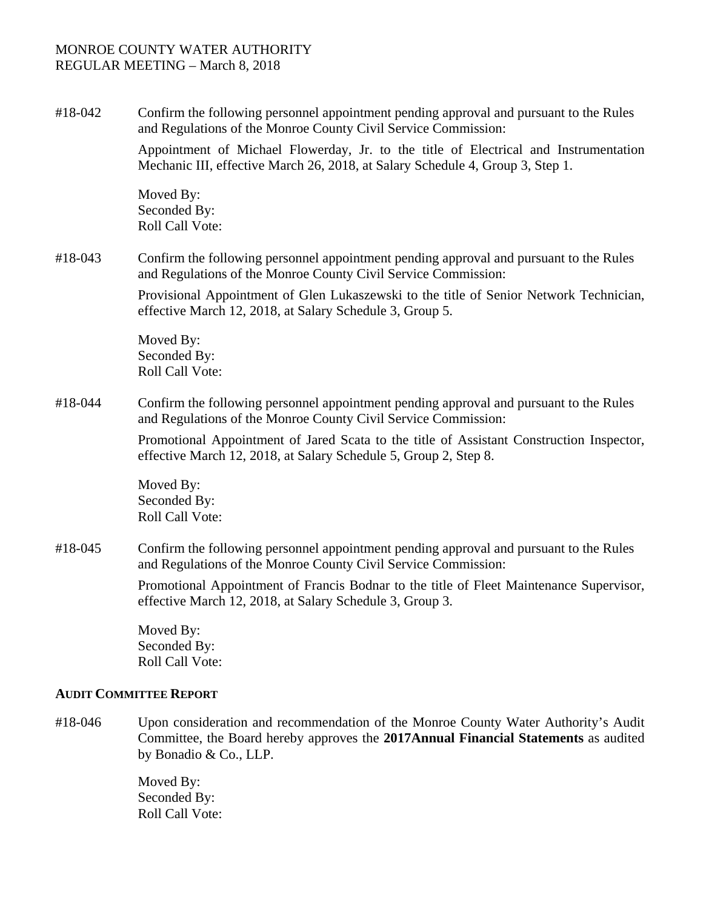#18-042 Confirm the following personnel appointment pending approval and pursuant to the Rules and Regulations of the Monroe County Civil Service Commission:

Appointment of Michael Flowerday, Jr. to the title of Electrical and Instrumentation Mechanic III, effective March 26, 2018, at Salary Schedule 4, Group 3, Step 1.

Moved By:
Seconded By:
Roll Call Vote:

#18-043 Confirm the following personnel appointment pending approval and pursuant to the Rules and Regulations of the Monroe County Civil Service Commission:

Provisional Appointment of Glen Lukaszewski to the title of Senior Network Technician, effective March 12, 2018, at Salary Schedule 3, Group 5.

Moved By:
Seconded By:
Roll Call Vote:

#18-044 Confirm the following personnel appointment pending approval and pursuant to the Rules and Regulations of the Monroe County Civil Service Commission:

Promotional Appointment of Jared Scata to the title of Assistant Construction Inspector, effective March 12, 2018, at Salary Schedule 5, Group 2, Step 8.

Moved By:
Seconded By:
Roll Call Vote:

#18-045 Confirm the following personnel appointment pending approval and pursuant to the Rules and Regulations of the Monroe County Civil Service Commission:

Promotional Appointment of Francis Bodnar to the title of Fleet Maintenance Supervisor, effective March 12, 2018, at Salary Schedule 3, Group 3.

Moved By:
Seconded By:
Roll Call Vote:

## AUDIT COMMITTEE REPORT

#18-046 Upon consideration and recommendation of the Monroe County Water Authority's Audit Committee, the Board hereby approves the **2017Annual Financial Statements** as audited by Bonadio & Co., LLP.

Moved By:
Seconded By:
Roll Call Vote: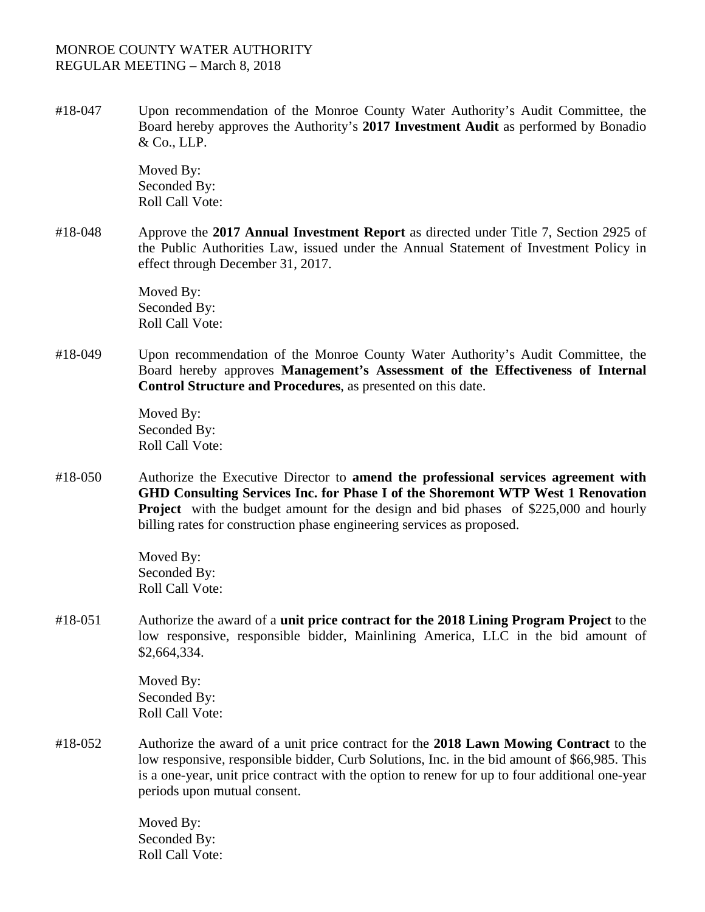MONROE COUNTY WATER AUTHORITY
REGULAR MEETING – March 8, 2018

#18-047 Upon recommendation of the Monroe County Water Authority's Audit Committee, the Board hereby approves the Authority's **2017 Investment Audit** as performed by Bonadio & Co., LLP.

Moved By:
Seconded By:
Roll Call Vote:

#18-048 Approve the **2017 Annual Investment Report** as directed under Title 7, Section 2925 of the Public Authorities Law, issued under the Annual Statement of Investment Policy in effect through December 31, 2017.

Moved By:
Seconded By:
Roll Call Vote:

#18-049 Upon recommendation of the Monroe County Water Authority's Audit Committee, the Board hereby approves **Management's Assessment of the Effectiveness of Internal Control Structure and Procedures**, as presented on this date.

Moved By:
Seconded By:
Roll Call Vote:

#18-050 Authorize the Executive Director to **amend the professional services agreement with GHD Consulting Services Inc. for Phase I of the Shoremont WTP West 1 Renovation Project** with the budget amount for the design and bid phases of $225,000 and hourly billing rates for construction phase engineering services as proposed.

Moved By:
Seconded By:
Roll Call Vote:

#18-051 Authorize the award of a **unit price contract for the 2018 Lining Program Project** to the low responsive, responsible bidder, Mainlining America, LLC in the bid amount of $2,664,334.

Moved By:
Seconded By:
Roll Call Vote:

#18-052 Authorize the award of a unit price contract for the **2018 Lawn Mowing Contract** to the low responsive, responsible bidder, Curb Solutions, Inc. in the bid amount of $66,985. This is a one-year, unit price contract with the option to renew for up to four additional one-year periods upon mutual consent.

Moved By:
Seconded By:
Roll Call Vote: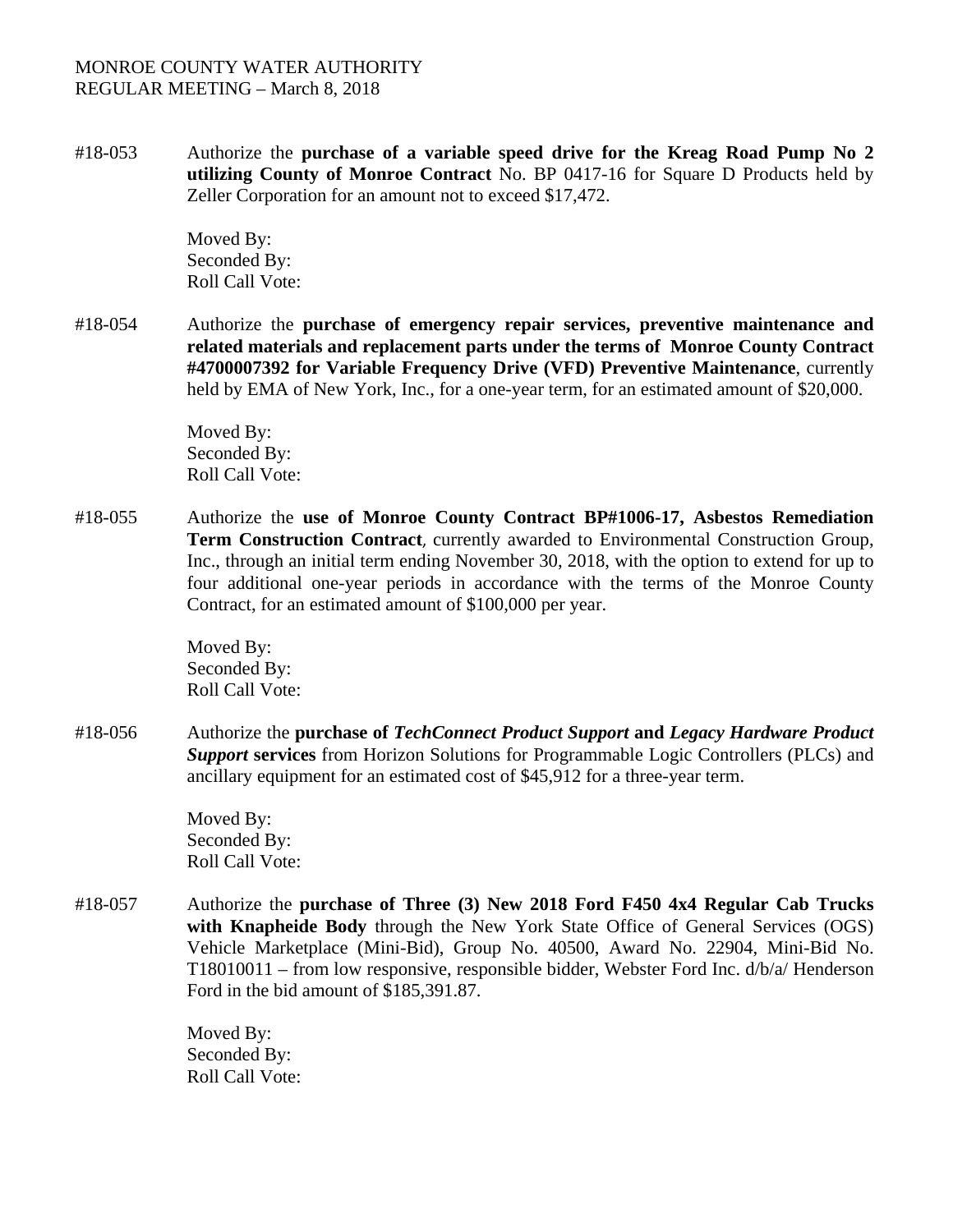MONROE COUNTY WATER AUTHORITY
REGULAR MEETING – March 8, 2018

#18-053 Authorize the **purchase of a variable speed drive for the Kreag Road Pump No 2 utilizing County of Monroe Contract** No. BP 0417-16 for Square D Products held by Zeller Corporation for an amount not to exceed $17,472.

Moved By:
Seconded By:
Roll Call Vote:

#18-054 Authorize the **purchase of emergency repair services, preventive maintenance and related materials and replacement parts under the terms of Monroe County Contract #4700007392 for Variable Frequency Drive (VFD) Preventive Maintenance**, currently held by EMA of New York, Inc., for a one-year term, for an estimated amount of $20,000.

Moved By:
Seconded By:
Roll Call Vote:

#18-055 Authorize the **use of Monroe County Contract BP#1006-17, Asbestos Remediation Term Construction Contract**, currently awarded to Environmental Construction Group, Inc., through an initial term ending November 30, 2018, with the option to extend for up to four additional one-year periods in accordance with the terms of the Monroe County Contract, for an estimated amount of $100,000 per year.

Moved By:
Seconded By:
Roll Call Vote:

#18-056 Authorize the **purchase of *TechConnect Product Support* and *Legacy Hardware Product Support* services** from Horizon Solutions for Programmable Logic Controllers (PLCs) and ancillary equipment for an estimated cost of $45,912 for a three-year term.

Moved By:
Seconded By:
Roll Call Vote:

#18-057 Authorize the **purchase of Three (3) New 2018 Ford F450 4x4 Regular Cab Trucks with Knapheide Body** through the New York State Office of General Services (OGS) Vehicle Marketplace (Mini-Bid), Group No. 40500, Award No. 22904, Mini-Bid No. T18010011 – from low responsive, responsible bidder, Webster Ford Inc. d/b/a/ Henderson Ford in the bid amount of $185,391.87.

Moved By:
Seconded By:
Roll Call Vote: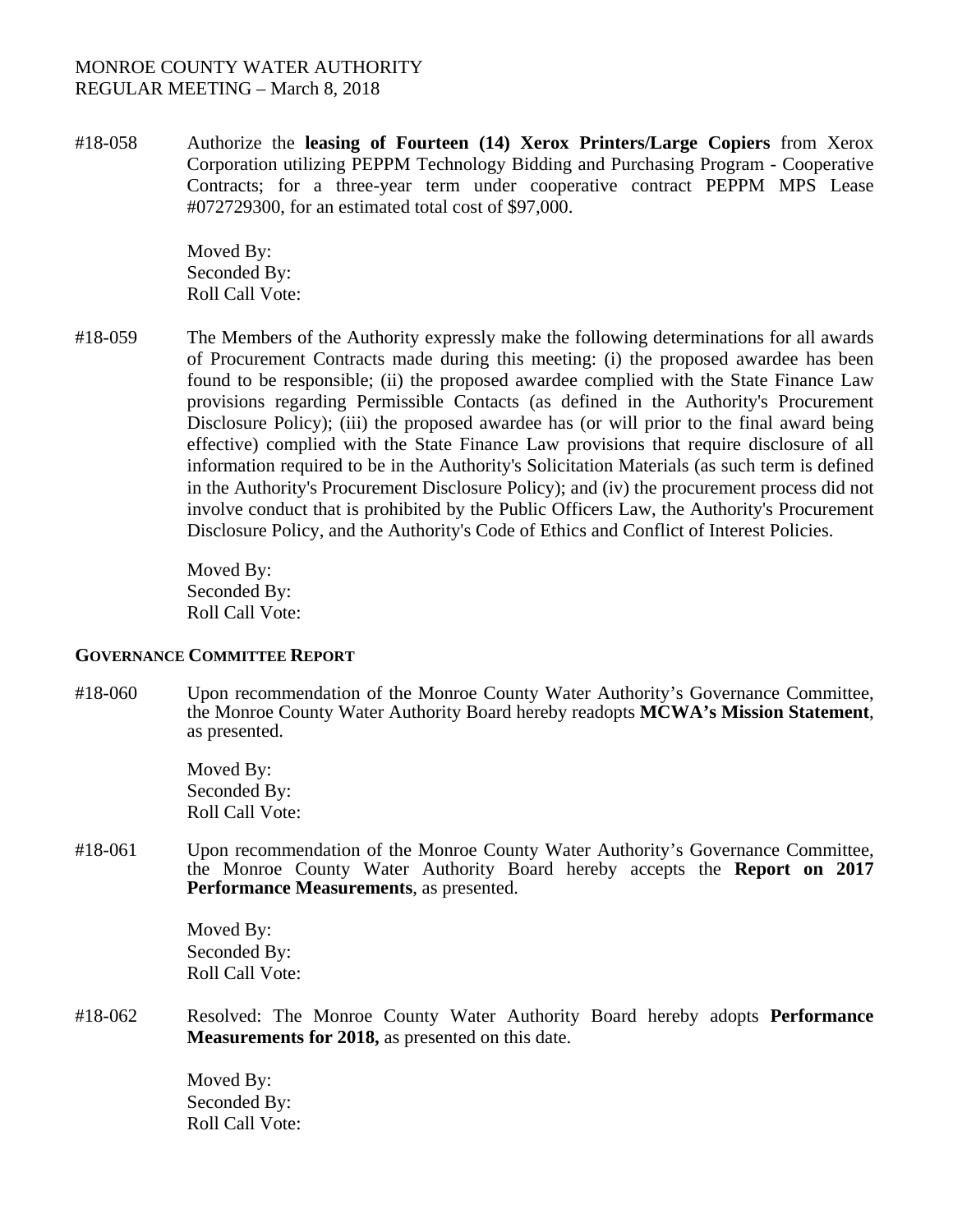MONROE COUNTY WATER AUTHORITY
REGULAR MEETING – March 8, 2018

#18-058 Authorize the **leasing of Fourteen (14) Xerox Printers/Large Copiers** from Xerox Corporation utilizing PEPPM Technology Bidding and Purchasing Program - Cooperative Contracts; for a three-year term under cooperative contract PEPPM MPS Lease #072729300, for an estimated total cost of $97,000.

Moved By:
Seconded By:
Roll Call Vote:

#18-059 The Members of the Authority expressly make the following determinations for all awards of Procurement Contracts made during this meeting: (i) the proposed awardee has been found to be responsible; (ii) the proposed awardee complied with the State Finance Law provisions regarding Permissible Contacts (as defined in the Authority's Procurement Disclosure Policy); (iii) the proposed awardee has (or will prior to the final award being effective) complied with the State Finance Law provisions that require disclosure of all information required to be in the Authority's Solicitation Materials (as such term is defined in the Authority's Procurement Disclosure Policy); and (iv) the procurement process did not involve conduct that is prohibited by the Public Officers Law, the Authority's Procurement Disclosure Policy, and the Authority's Code of Ethics and Conflict of Interest Policies.

Moved By:
Seconded By:
Roll Call Vote:

**GOVERNANCE COMMITTEE REPORT**

#18-060 Upon recommendation of the Monroe County Water Authority's Governance Committee, the Monroe County Water Authority Board hereby readopts **MCWA's Mission Statement**, as presented.

Moved By:
Seconded By:
Roll Call Vote:

#18-061 Upon recommendation of the Monroe County Water Authority's Governance Committee, the Monroe County Water Authority Board hereby accepts the **Report on 2017 Performance Measurements**, as presented.

Moved By:
Seconded By:
Roll Call Vote:

#18-062 Resolved: The Monroe County Water Authority Board hereby adopts **Performance Measurements for 2018,** as presented on this date.

Moved By:
Seconded By:
Roll Call Vote: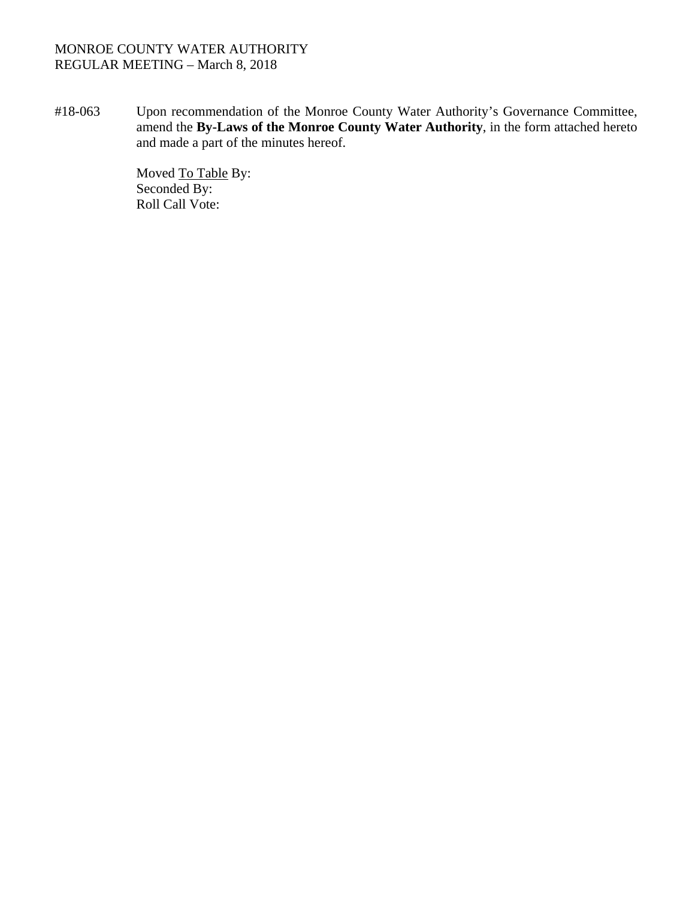MONROE COUNTY WATER AUTHORITY
REGULAR MEETING – March 8, 2018

#18-063 Upon recommendation of the Monroe County Water Authority's Governance Committee, amend the **By-Laws of the Monroe County Water Authority**, in the form attached hereto and made a part of the minutes hereof.

Moved To Table By:
Seconded By:
Roll Call Vote: